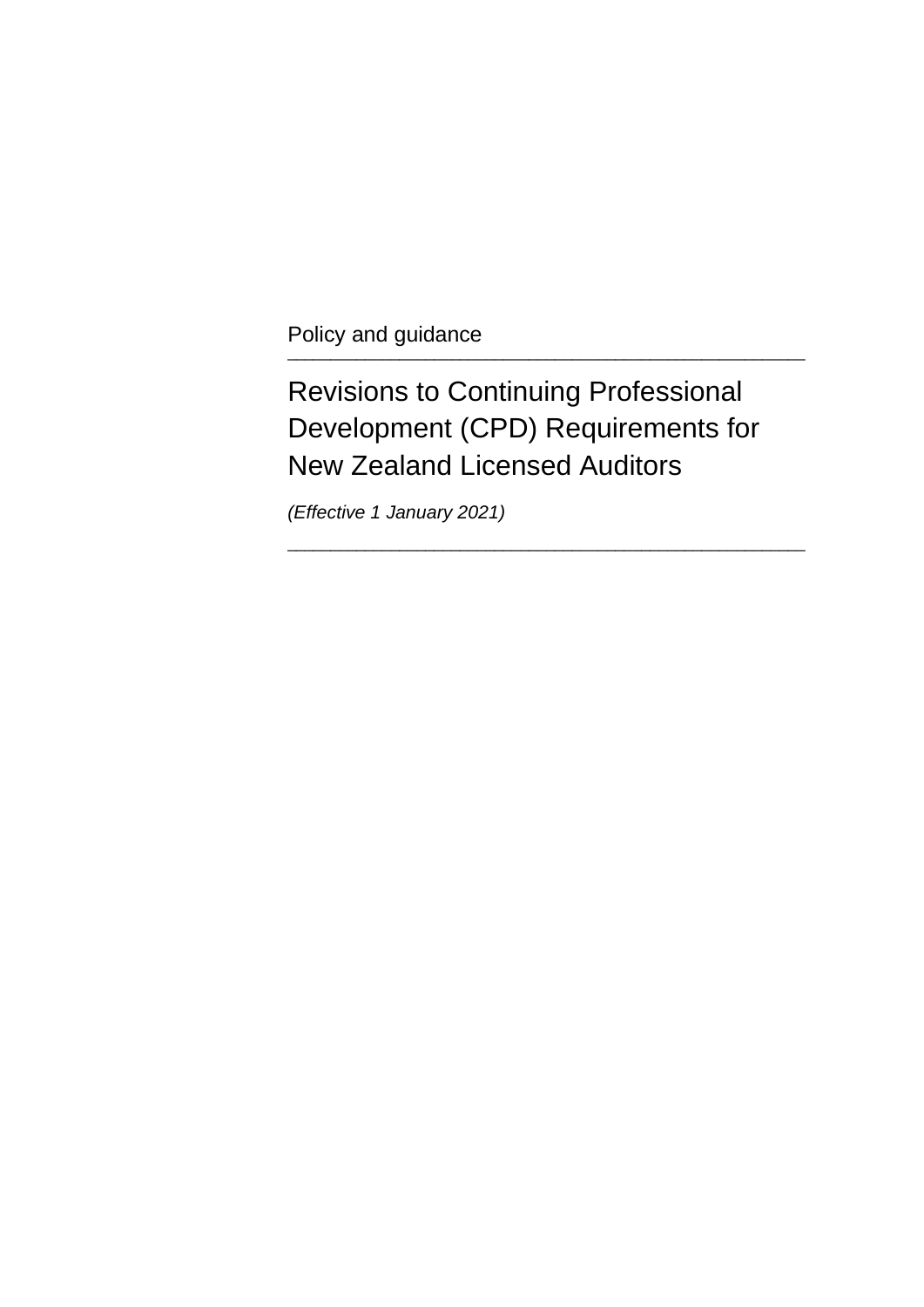Policy and guidance

# Revisions to Continuing Professional Development (CPD) Requirements for New Zealand Licensed Auditors

*(Effective 1 January 2021)*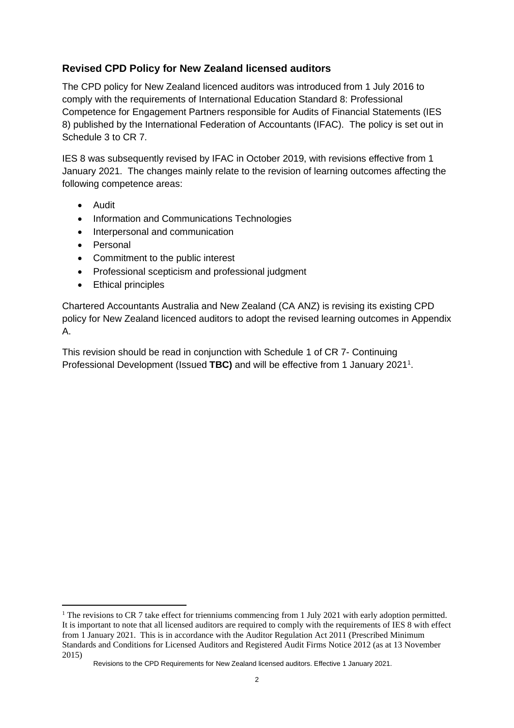## Revised CPD Policy for New Zealand licensed auditors

The CPD policy for New Zealand licenced auditors was introduced from 1 July 2016 to comply with the requirements of International Education Standard 8: Professional Competence for Engagement Partners responsible for Audits of Financial Statements (IES 8) published by the International Federation of Accountants (IFAC). The policy is set out in Schedule 3 to CR 7.

IES 8 was subsequently revised by IFAC in October 2019, with revisions effective from 1 January 2021. The changes mainly relate to the revision of learning outcomes affecting the following competence areas:

- Audit
- Information and Communications Technologies
- Interpersonal and communication
- Personal
- Commitment to the public interest
- Professional scepticism and professional judgment
- Ethical principles

Chartered Accountants Australia and New Zealand (CA ANZ) is revising its existing CPD policy for New Zealand licenced auditors to adopt the revised learning outcomes in Appendix A.

This revision should be read in conjunction with Schedule 1 of CR 7- Continuing Professional Development (Issued **TBC)** and will be effective from 1 January 2021[1].

[1] The revisions to CR 7 take effect for trienniums commencing from 1 July 2021 with early adoption permitted. It is important to note that all licensed auditors are required to comply with the requirements of IES 8 with effect from 1 January 2021. This is in accordance with the Auditor Regulation Act 2011 (Prescribed Minimum Standards and Conditions for Licensed Auditors and Registered Audit Firms Notice 2012 (as at 13 November 2015)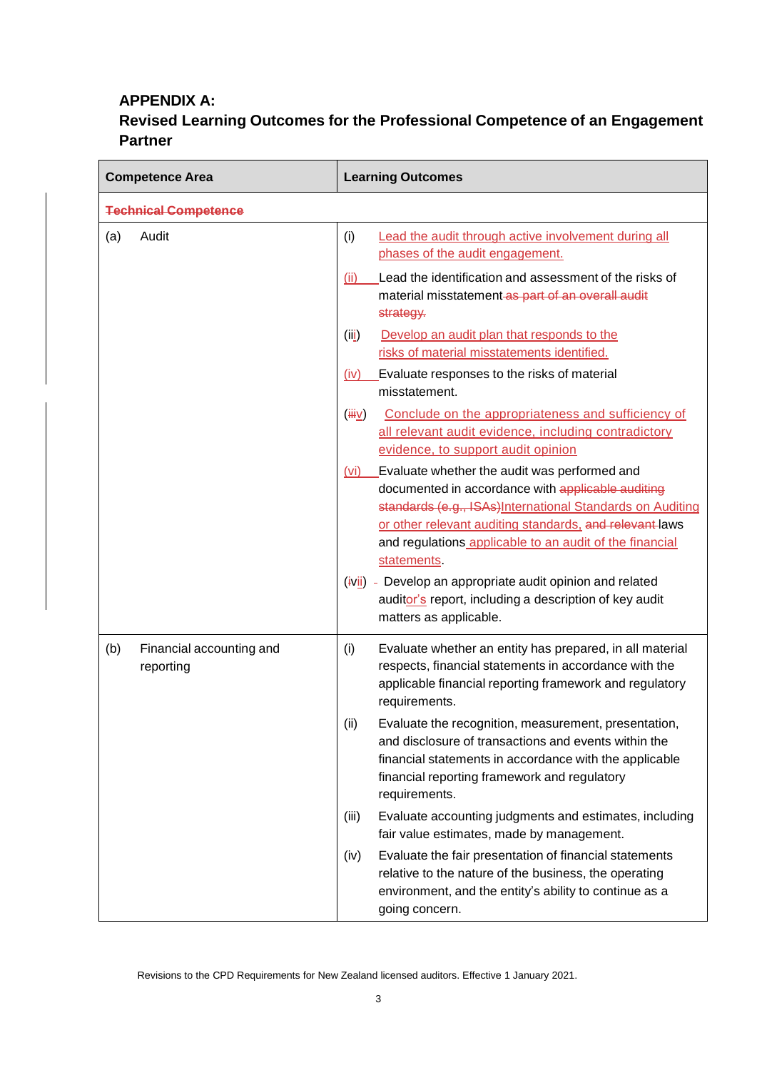### APPENDIX A:
### Revised Learning Outcomes for the Professional Competence of an Engagement Partner

| Competence Area | Learning Outcomes |
|---|---|
| ~~Technical Competence~~ | |
| (a) Audit | (i) Lead the audit through active involvement during all phases of the audit engagement. |
| | (ii) Lead the identification and assessment of the risks of material misstatement ~~as part of an overall audit strategy.~~ |
| | (iii) Develop an audit plan that responds to the risks of material misstatements identified. |
| | (iv) Evaluate responses to the risks of material misstatement. |
| | (~~iii~~v) Conclude on the appropriateness and sufficiency of all relevant audit evidence, including contradictory evidence, to support audit opinion |
| | (vi) Evaluate whether the audit was performed and documented in accordance with ~~applicable auditing standards (e.g., ISAs)~~International Standards on Auditing or other relevant auditing standards, ~~and relevant~~ laws and regulations applicable to an audit of the financial statements. |
| | (~~i~~vii) Develop an appropriate audit opinion and related auditor's report, including a description of key audit matters as applicable. |
| (b) Financial accounting and reporting | (i) Evaluate whether an entity has prepared, in all material respects, financial statements in accordance with the applicable financial reporting framework and regulatory requirements. |
| | (ii) Evaluate the recognition, measurement, presentation, and disclosure of transactions and events within the financial statements in accordance with the applicable financial reporting framework and regulatory requirements. |
| | (iii) Evaluate accounting judgments and estimates, including fair value estimates, made by management. |
| | (iv) Evaluate the fair presentation of financial statements relative to the nature of the business, the operating environment, and the entity's ability to continue as a going concern. |

Revisions to the CPD Requirements for New Zealand licensed auditors. Effective 1 January 2021.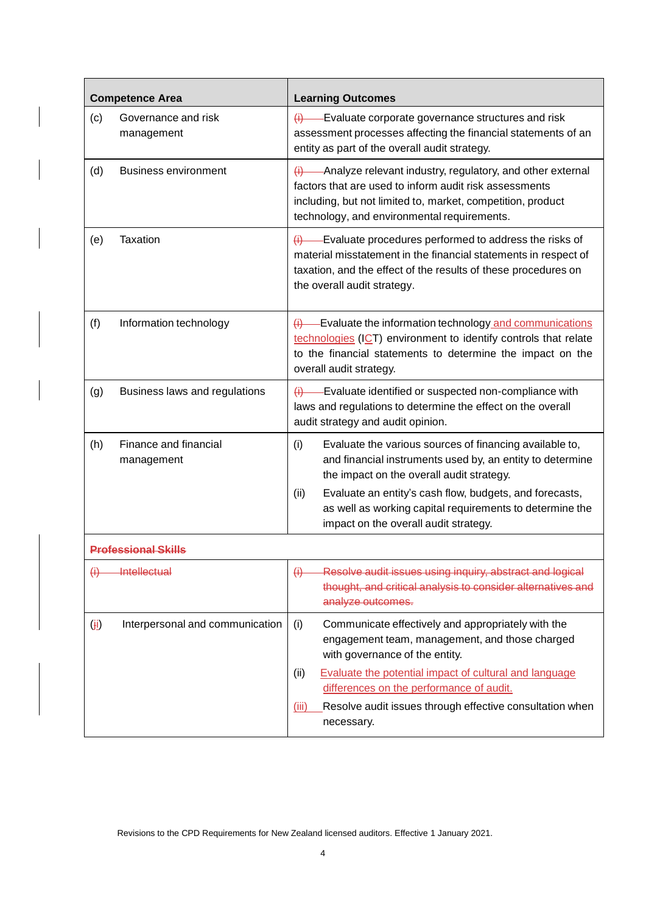| Competence Area | Learning Outcomes |
|---|---|
| (c) Governance and risk management | ~~(i)~~ Evaluate corporate governance structures and risk assessment processes affecting the financial statements of an entity as part of the overall audit strategy. |
| (d) Business environment | ~~(i)~~ Analyze relevant industry, regulatory, and other external factors that are used to inform audit risk assessments including, but not limited to, market, competition, product technology, and environmental requirements. |
| (e) Taxation | ~~(i)~~ Evaluate procedures performed to address the risks of material misstatement in the financial statements in respect of taxation, and the effect of the results of these procedures on the overall audit strategy. |
| (f) Information technology | ~~(i)~~ Evaluate the information technology <u>and communications technologies</u> (I<u>C</u>T) environment to identify controls that relate to the financial statements to determine the impact on the overall audit strategy. |
| (g) Business laws and regulations | ~~(i)~~ Evaluate identified or suspected non-compliance with laws and regulations to determine the effect on the overall audit strategy and audit opinion. |
| (h) Finance and financial management | (i) Evaluate the various sources of financing available to, and financial instruments used by, an entity to determine the impact on the overall audit strategy.<br>(ii) Evaluate an entity's cash flow, budgets, and forecasts, as well as working capital requirements to determine the impact on the overall audit strategy. |
| ~~**Professional Skills**~~ | |
| ~~(i) Intellectual~~ | ~~(i) Resolve audit issues using inquiry, abstract and logical thought, and critical analysis to consider alternatives and analyze outcomes.~~ |
| (~~j~~<u>i</u>) Interpersonal and communication | (i) Communicate effectively and appropriately with the engagement team, management, and those charged with governance of the entity.<br>(ii) <u>Evaluate the potential impact of cultural and language differences on the performance of audit.</u><br><u>(iii)</u> Resolve audit issues through effective consultation when necessary. |

Revisions to the CPD Requirements for New Zealand licensed auditors. Effective 1 January 2021.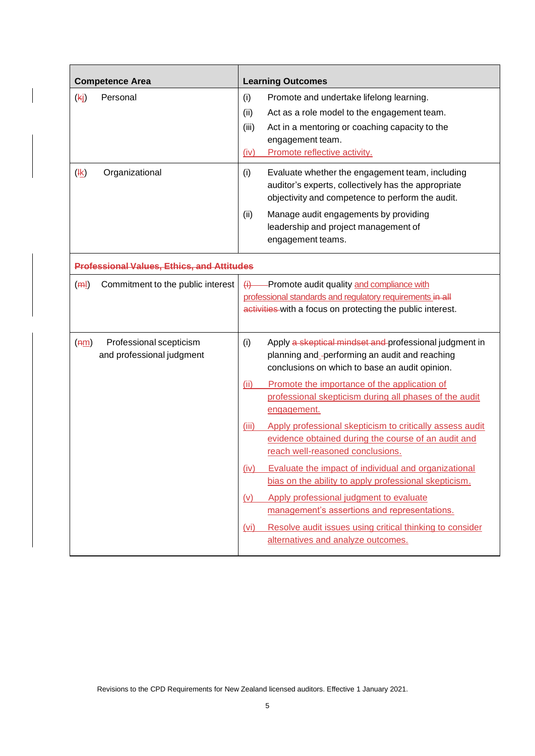| Competence Area | Learning Outcomes |
|---|---|
| (kj) Personal | (i) Promote and undertake lifelong learning.<br>(ii) Act as a role model to the engagement team.<br>(iii) Act in a mentoring or coaching capacity to the engagement team.<br>(iv) Promote reflective activity. |
| (lk) Organizational | (i) Evaluate whether the engagement team, including auditor's experts, collectively has the appropriate objectivity and competence to perform the audit.<br>(ii) Manage audit engagements by providing leadership and project management of engagement teams. |
| **Professional Values, Ethics, and Attitudes** | |
| (ml) Commitment to the public interest | (i) Promote audit quality and compliance with professional standards and regulatory requirements in all activities with a focus on protecting the public interest. |
| (nm) Professional scepticism and professional judgment | (i) Apply a skeptical mindset and professional judgment in planning and performing an audit and reaching conclusions on which to base an audit opinion.<br>(ii) Promote the importance of the application of professional skepticism during all phases of the audit engagement.<br>(iii) Apply professional skepticism to critically assess audit evidence obtained during the course of an audit and reach well-reasoned conclusions.<br>(iv) Evaluate the impact of individual and organizational bias on the ability to apply professional skepticism.<br>(v) Apply professional judgment to evaluate management's assertions and representations.<br>(vi) Resolve audit issues using critical thinking to consider alternatives and analyze outcomes. |

Revisions to the CPD Requirements for New Zealand licensed auditors. Effective 1 January 2021.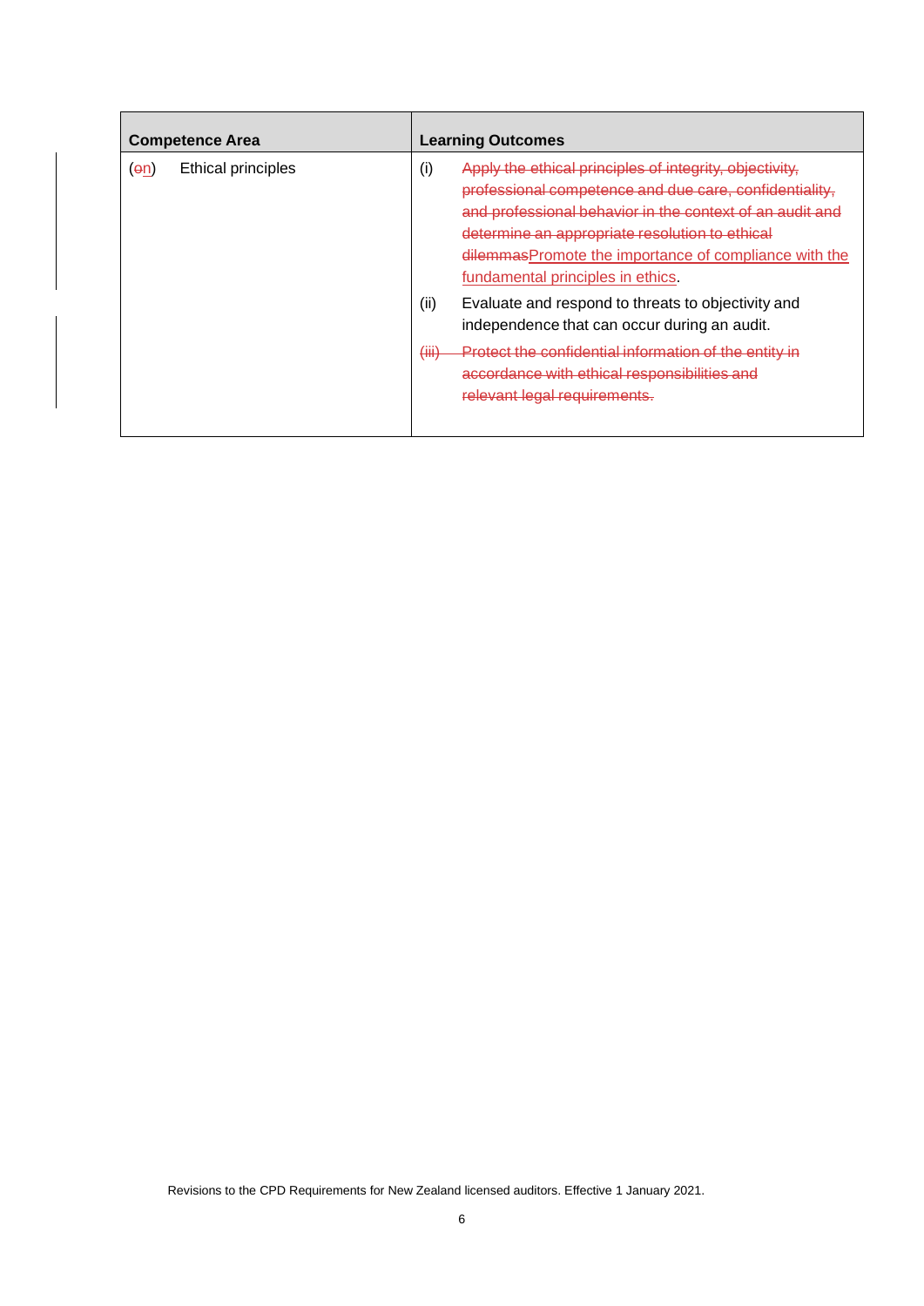| Competence Area | Learning Outcomes |
|---|---|
| (~~o~~n) Ethical principles | (i) ~~Apply the ethical principles of integrity, objectivity, professional competence and due care, confidentiality, and professional behavior in the context of an audit and determine an appropriate resolution to ethical dilemmas~~Promote the importance of compliance with the fundamental principles in ethics. |
| | (ii) Evaluate and respond to threats to objectivity and independence that can occur during an audit. |
| | ~~(iii) Protect the confidential information of the entity in accordance with ethical responsibilities and relevant legal requirements.~~ |

Revisions to the CPD Requirements for New Zealand licensed auditors. Effective 1 January 2021.